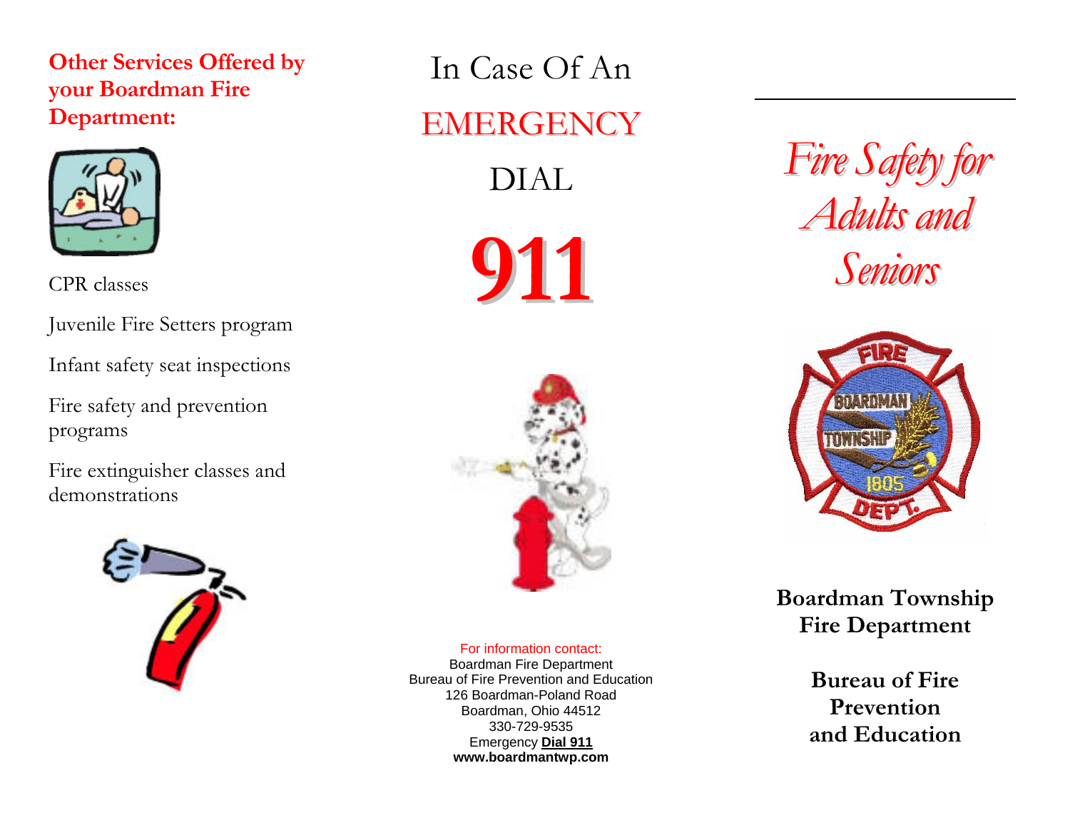**Other Services Offered by your Boardman Fire Department:**

CPR classes

Juvenile Fire Setters program

Infant safety seat inspections

Fire safety and prevention programs

Fire extinguisher classes and demonstrations

In Case Of An

EMERGENCY

DIAL

# 911

For information contact:
Boardman Fire Department
Bureau of Fire Prevention and Education
126 Boardman-Poland Road
Boardman, Ohio 44512
330-729-9535
Emergency **Dial 911**
**www.boardmantwp.com**

# *Fire Safety for Adults and Seniors*

**Boardman Township Fire Department**

**Bureau of Fire Prevention and Education**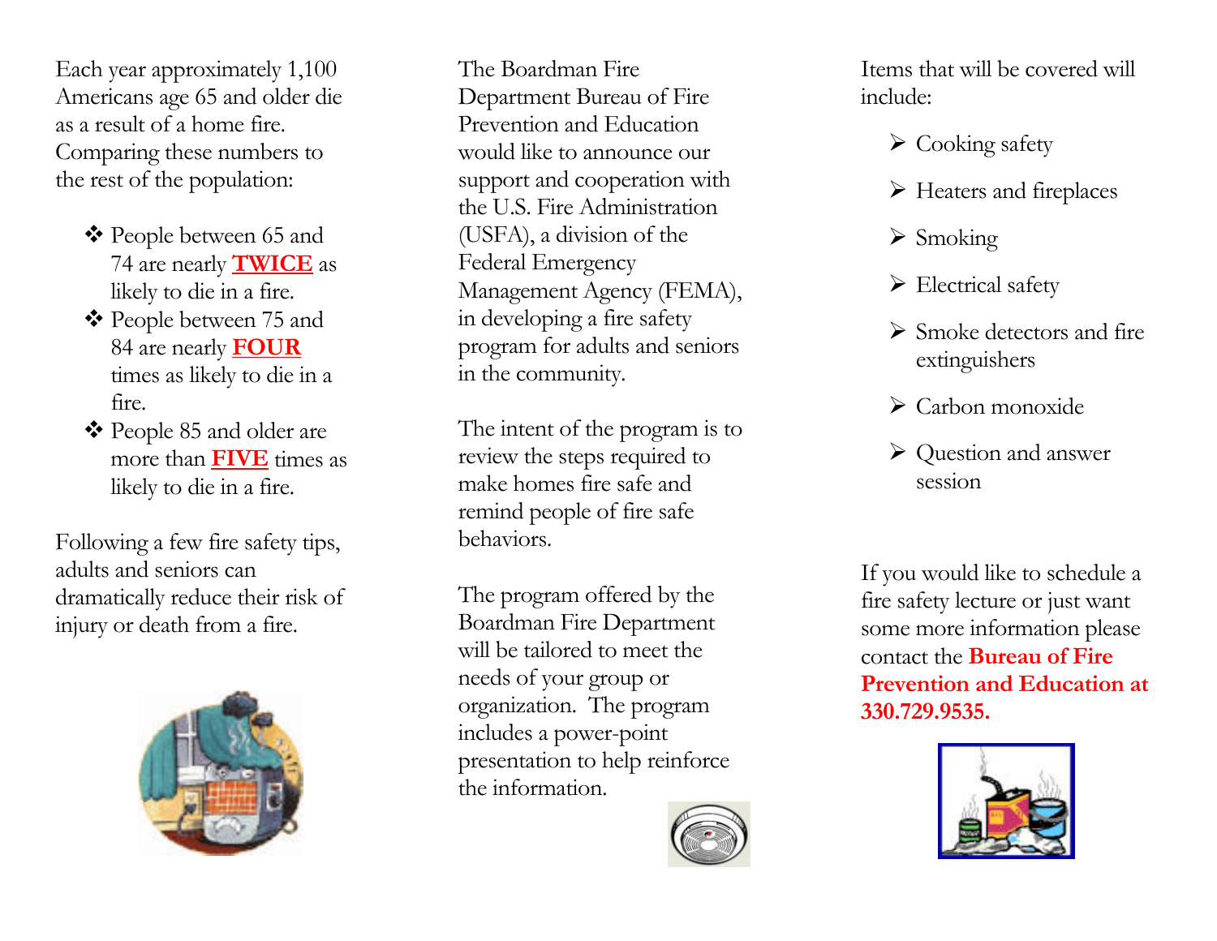Each year approximately 1,100 Americans age 65 and older die as a result of a home fire. Comparing these numbers to the rest of the population:

- People between 65 and 74 are nearly **TWICE** as likely to die in a fire.
- People between 75 and 84 are nearly **FOUR** times as likely to die in a fire.
- People 85 and older are more than **FIVE** times as likely to die in a fire.

Following a few fire safety tips, adults and seniors can dramatically reduce their risk of injury or death from a fire.

The Boardman Fire Department Bureau of Fire Prevention and Education would like to announce our support and cooperation with the U.S. Fire Administration (USFA), a division of the Federal Emergency Management Agency (FEMA), in developing a fire safety program for adults and seniors in the community.

The intent of the program is to review the steps required to make homes fire safe and remind people of fire safe behaviors.

The program offered by the Boardman Fire Department will be tailored to meet the needs of your group or organization. The program includes a power-point presentation to help reinforce the information.

Items that will be covered will include:

- Cooking safety
- Heaters and fireplaces
- Smoking
- Electrical safety
- Smoke detectors and fire extinguishers
- Carbon monoxide
- Question and answer session

If you would like to schedule a fire safety lecture or just want some more information please contact the **Bureau of Fire Prevention and Education at 330.729.9535.**